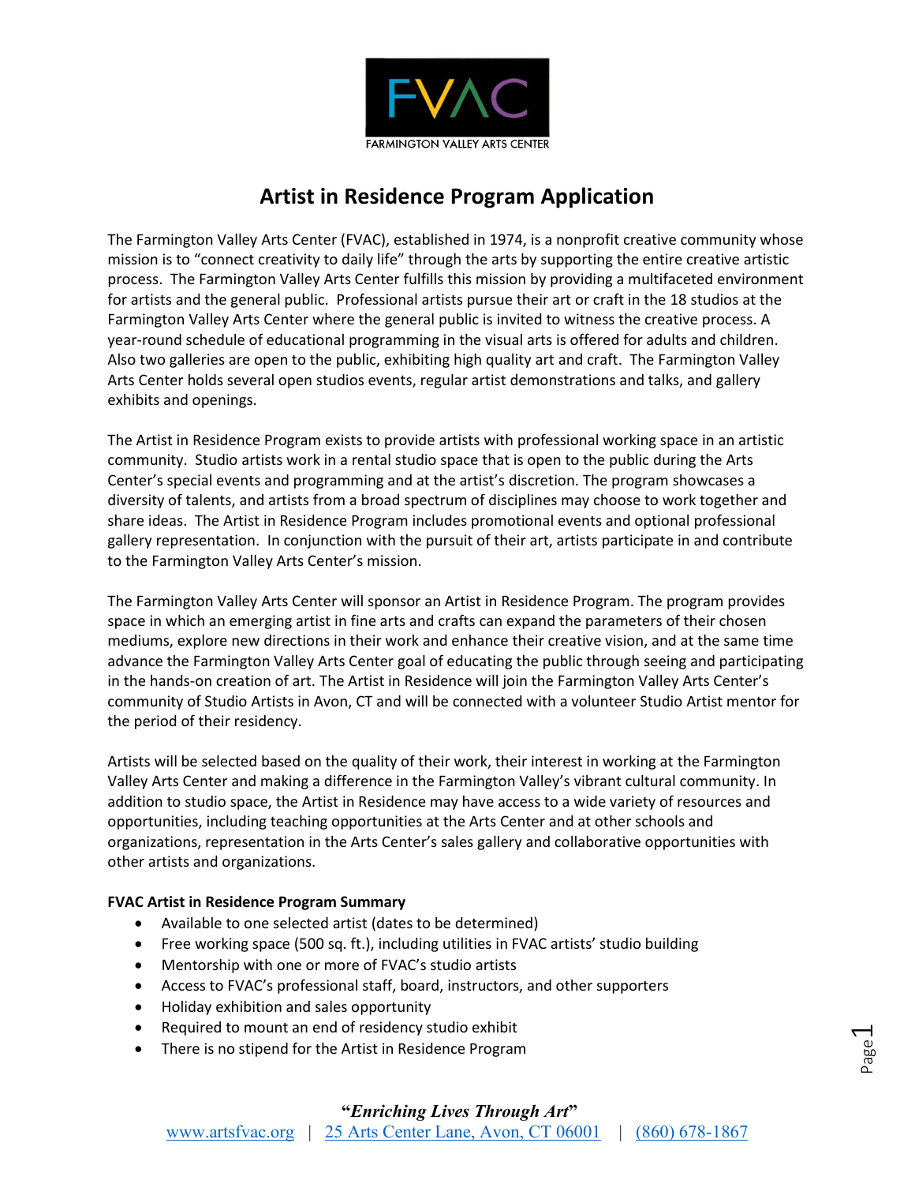FVAC

FARMINGTON VALLEY ARTS CENTER

# Artist in Residence Program Application

The Farmington Valley Arts Center (FVAC), established in 1974, is a nonprofit creative community whose mission is to "connect creativity to daily life" through the arts by supporting the entire creative artistic process. The Farmington Valley Arts Center fulfills this mission by providing a multifaceted environment for artists and the general public. Professional artists pursue their art or craft in the 18 studios at the Farmington Valley Arts Center where the general public is invited to witness the creative process. A year-round schedule of educational programming in the visual arts is offered for adults and children. Also two galleries are open to the public, exhibiting high quality art and craft. The Farmington Valley Arts Center holds several open studios events, regular artist demonstrations and talks, and gallery exhibits and openings.

The Artist in Residence Program exists to provide artists with professional working space in an artistic community. Studio artists work in a rental studio space that is open to the public during the Arts Center's special events and programming and at the artist's discretion. The program showcases a diversity of talents, and artists from a broad spectrum of disciplines may choose to work together and share ideas. The Artist in Residence Program includes promotional events and optional professional gallery representation. In conjunction with the pursuit of their art, artists participate in and contribute to the Farmington Valley Arts Center's mission.

The Farmington Valley Arts Center will sponsor an Artist in Residence Program. The program provides space in which an emerging artist in fine arts and crafts can expand the parameters of their chosen mediums, explore new directions in their work and enhance their creative vision, and at the same time advance the Farmington Valley Arts Center goal of educating the public through seeing and participating in the hands-on creation of art. The Artist in Residence will join the Farmington Valley Arts Center's community of Studio Artists in Avon, CT and will be connected with a volunteer Studio Artist mentor for the period of their residency.

Artists will be selected based on the quality of their work, their interest in working at the Farmington Valley Arts Center and making a difference in the Farmington Valley's vibrant cultural community. In addition to studio space, the Artist in Residence may have access to a wide variety of resources and opportunities, including teaching opportunities at the Arts Center and at other schools and organizations, representation in the Arts Center's sales gallery and collaborative opportunities with other artists and organizations.

**FVAC Artist in Residence Program Summary**

- Available to one selected artist (dates to be determined)
- Free working space (500 sq. ft.), including utilities in FVAC artists' studio building
- Mentorship with one or more of FVAC's studio artists
- Access to FVAC's professional staff, board, instructors, and other supporters
- Holiday exhibition and sales opportunity
- Required to mount an end of residency studio exhibit
- There is no stipend for the Artist in Residence Program

***"Enriching Lives Through Art"***

www.artsfvac.org | 25 Arts Center Lane, Avon, CT 06001 | (860) 678-1867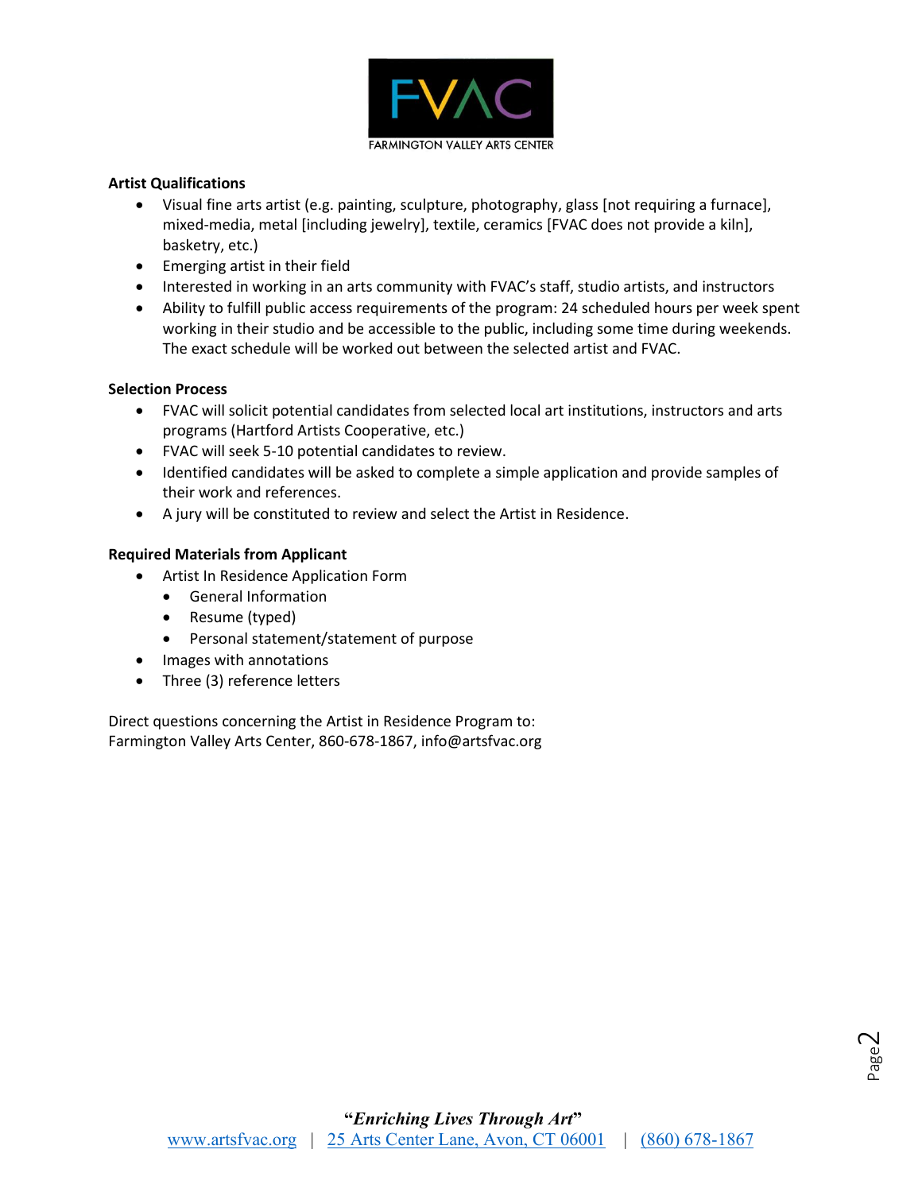**Artist Qualifications**

- Visual fine arts artist (e.g. painting, sculpture, photography, glass [not requiring a furnace], mixed-media, metal [including jewelry], textile, ceramics [FVAC does not provide a kiln], basketry, etc.)
- Emerging artist in their field
- Interested in working in an arts community with FVAC's staff, studio artists, and instructors
- Ability to fulfill public access requirements of the program: 24 scheduled hours per week spent working in their studio and be accessible to the public, including some time during weekends. The exact schedule will be worked out between the selected artist and FVAC.

**Selection Process**

- FVAC will solicit potential candidates from selected local art institutions, instructors and arts programs (Hartford Artists Cooperative, etc.)
- FVAC will seek 5-10 potential candidates to review.
- Identified candidates will be asked to complete a simple application and provide samples of their work and references.
- A jury will be constituted to review and select the Artist in Residence.

**Required Materials from Applicant**

- Artist In Residence Application Form
  - General Information
  - Resume (typed)
  - Personal statement/statement of purpose
- Images with annotations
- Three (3) reference letters

Direct questions concerning the Artist in Residence Program to:
Farmington Valley Arts Center, 860-678-1867, info@artsfvac.org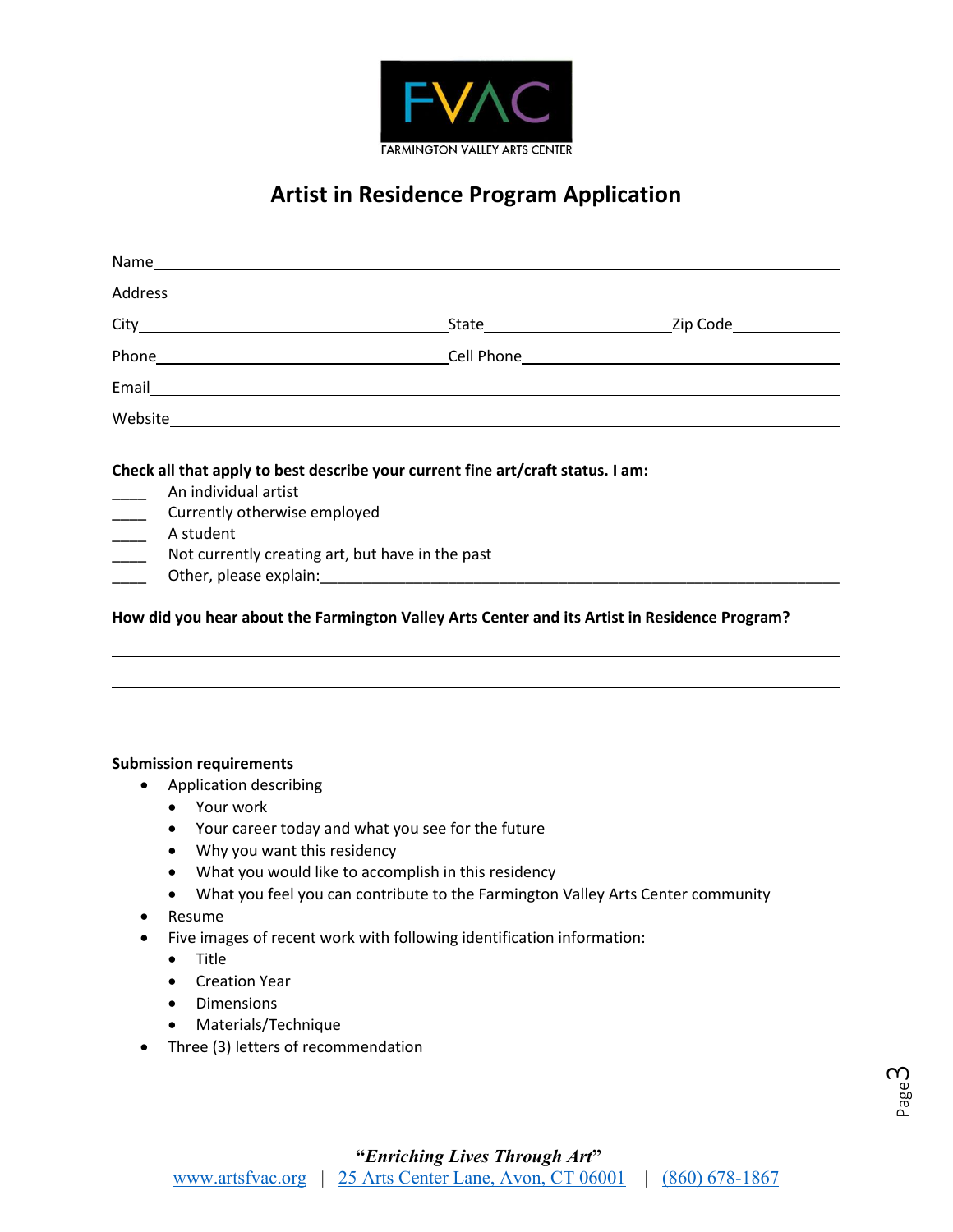FVAC

FARMINGTON VALLEY ARTS CENTER

# Artist in Residence Program Application

Name________________________________________________________________________________

Address______________________________________________________________________________

City_____________________________________ State_______________________ Zip Code______________

Phone_____________________________________ Cell Phone____________________________________

Email________________________________________________________________________________

Website______________________________________________________________________________

**Check all that apply to best describe your current fine art/craft status. I am:**

____ An individual artist
____ Currently otherwise employed
____ A student
____ Not currently creating art, but have in the past
____ Other, please explain:_______________________________________________________________

**How did you hear about the Farmington Valley Arts Center and its Artist in Residence Program?**

_____________________________________________________________________________________

_____________________________________________________________________________________

_____________________________________________________________________________________

**Submission requirements**

- Application describing
  - Your work
  - Your career today and what you see for the future
  - Why you want this residency
  - What you would like to accomplish in this residency
  - What you feel you can contribute to the Farmington Valley Arts Center community
- Resume
- Five images of recent work with following identification information:
  - Title
  - Creation Year
  - Dimensions
  - Materials/Technique
- Three (3) letters of recommendation

***"Enriching Lives Through Art"***

www.artsfvac.org | 25 Arts Center Lane, Avon, CT 06001 | (860) 678-1867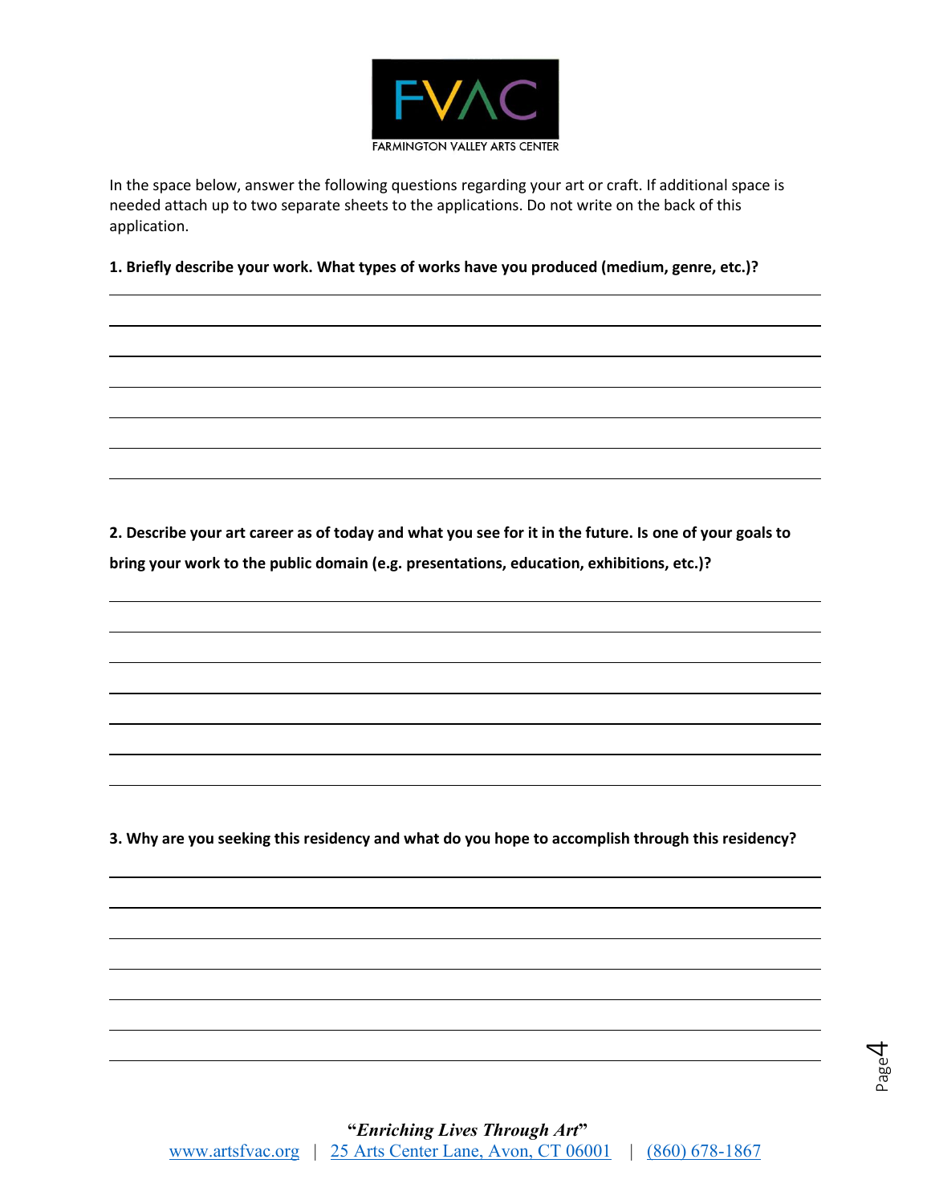In the space below, answer the following questions regarding your art or craft. If additional space is needed attach up to two separate sheets to the applications. Do not write on the back of this application.

**1. Briefly describe your work. What types of works have you produced (medium, genre, etc.)?**

**2. Describe your art career as of today and what you see for it in the future. Is one of your goals to bring your work to the public domain (e.g. presentations, education, exhibitions, etc.)?**

**3. Why are you seeking this residency and what do you hope to accomplish through this residency?**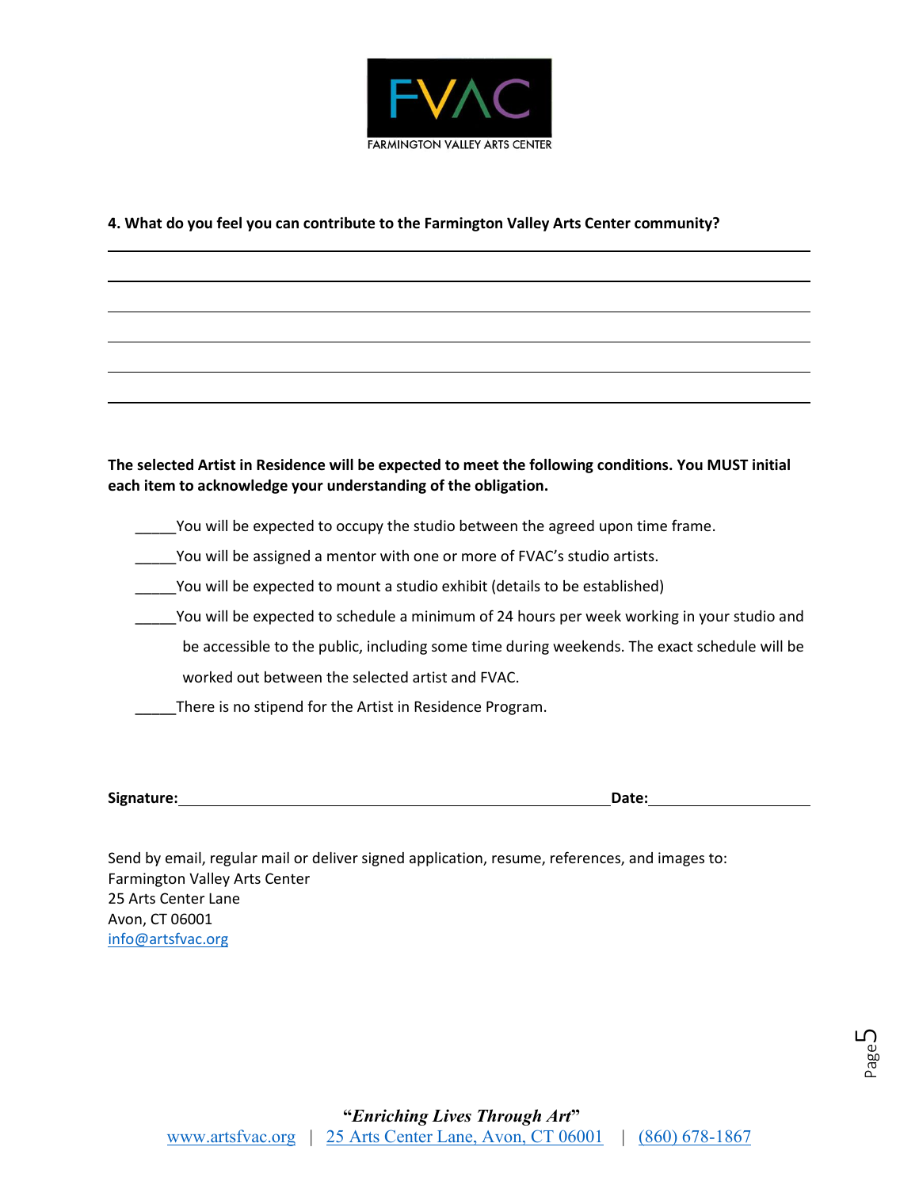FARMINGTON VALLEY ARTS CENTER

**4. What do you feel you can contribute to the Farmington Valley Arts Center community?**

______________________________________________________________________________

______________________________________________________________________________

______________________________________________________________________________

______________________________________________________________________________

______________________________________________________________________________

______________________________________________________________________________

**The selected Artist in Residence will be expected to meet the following conditions. You MUST initial each item to acknowledge your understanding of the obligation.**

_____You will be expected to occupy the studio between the agreed upon time frame.

_____You will be assigned a mentor with one or more of FVAC's studio artists.

_____You will be expected to mount a studio exhibit (details to be established)

_____You will be expected to schedule a minimum of 24 hours per week working in your studio and be accessible to the public, including some time during weekends. The exact schedule will be worked out between the selected artist and FVAC.

_____There is no stipend for the Artist in Residence Program.

**Signature:**_______________________________________ **Date:**_______________

Send by email, regular mail or deliver signed application, resume, references, and images to:
Farmington Valley Arts Center
25 Arts Center Lane
Avon, CT 06001
info@artsfvac.org

***"Enriching Lives Through Art"***
www.artsfvac.org | 25 Arts Center Lane, Avon, CT 06001 | (860) 678-1867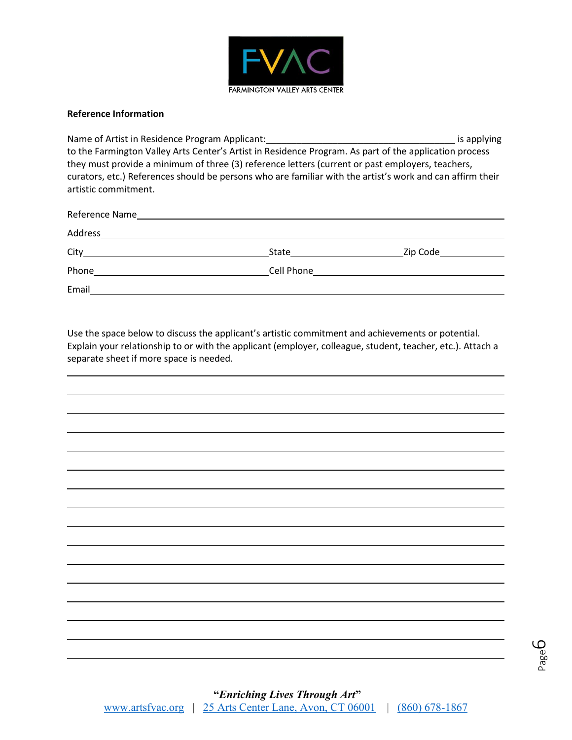FARMINGTON VALLEY ARTS CENTER

**Reference Information**

Name of Artist in Residence Program Applicant:_________________________________ is applying to the Farmington Valley Arts Center's Artist in Residence Program. As part of the application process they must provide a minimum of three (3) reference letters (current or past employers, teachers, curators, etc.) References should be persons who are familiar with the artist's work and can affirm their artistic commitment.

Reference Name_____________________________________________________________

Address___________________________________________________________________

City_______________________________ State___________________ Zip Code__________

Phone_____________________________ Cell Phone________________________________

Email_____________________________________________________________________

Use the space below to discuss the applicant's artistic commitment and achievements or potential. Explain your relationship to or with the applicant (employer, colleague, student, teacher, etc.). Attach a separate sheet if more space is needed.

___________________________________________________________________________

___________________________________________________________________________

___________________________________________________________________________

___________________________________________________________________________

___________________________________________________________________________

___________________________________________________________________________

___________________________________________________________________________

___________________________________________________________________________

___________________________________________________________________________

___________________________________________________________________________

___________________________________________________________________________

___________________________________________________________________________

___________________________________________________________________________

___________________________________________________________________________

___________________________________________________________________________

___________________________________________________________________________

**"*Enriching Lives Through Art*"**

www.artsfvac.org | 25 Arts Center Lane, Avon, CT 06001 | (860) 678-1867